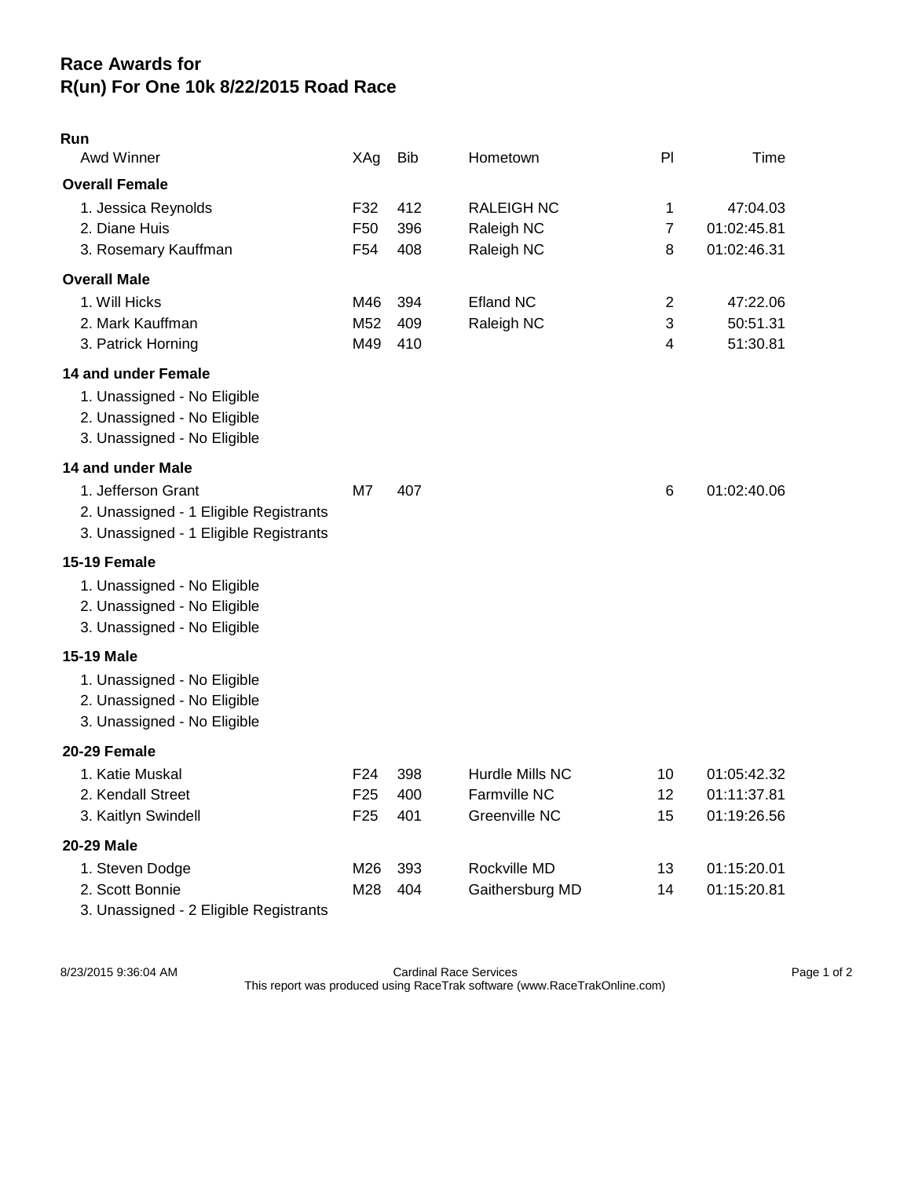# Race Awards for
# R(un) For One 10k 8/22/2015 Road Race

## Run

| Awd Winner | XAg | Bib | Hometown | Pl | Time |
|---|---|---|---|---|---|
| **Overall Female** | | | | | |
| 1. Jessica Reynolds | F32 | 412 | RALEIGH NC | 1 | 47:04.03 |
| 2. Diane Huis | F50 | 396 | Raleigh NC | 7 | 01:02:45.81 |
| 3. Rosemary Kauffman | F54 | 408 | Raleigh NC | 8 | 01:02:46.31 |
| **Overall Male** | | | | | |
| 1. Will Hicks | M46 | 394 | Efland NC | 2 | 47:22.06 |
| 2. Mark Kauffman | M52 | 409 | Raleigh NC | 3 | 50:51.31 |
| 3. Patrick Horning | M49 | 410 | | 4 | 51:30.81 |
| **14 and under Female** | | | | | |
| 1. Unassigned - No Eligible | | | | | |
| 2. Unassigned - No Eligible | | | | | |
| 3. Unassigned - No Eligible | | | | | |
| **14 and under Male** | | | | | |
| 1. Jefferson Grant | M7 | 407 | | 6 | 01:02:40.06 |
| 2. Unassigned - 1 Eligible Registrants | | | | | |
| 3. Unassigned - 1 Eligible Registrants | | | | | |
| **15-19 Female** | | | | | |
| 1. Unassigned - No Eligible | | | | | |
| 2. Unassigned - No Eligible | | | | | |
| 3. Unassigned - No Eligible | | | | | |
| **15-19 Male** | | | | | |
| 1. Unassigned - No Eligible | | | | | |
| 2. Unassigned - No Eligible | | | | | |
| 3. Unassigned - No Eligible | | | | | |
| **20-29 Female** | | | | | |
| 1. Katie Muskal | F24 | 398 | Hurdle Mills NC | 10 | 01:05:42.32 |
| 2. Kendall Street | F25 | 400 | Farmville NC | 12 | 01:11:37.81 |
| 3. Kaitlyn Swindell | F25 | 401 | Greenville NC | 15 | 01:19:26.56 |
| **20-29 Male** | | | | | |
| 1. Steven Dodge | M26 | 393 | Rockville MD | 13 | 01:15:20.01 |
| 2. Scott Bonnie | M28 | 404 | Gaithersburg MD | 14 | 01:15:20.81 |
| 3. Unassigned - 2 Eligible Registrants | | | | | |

8/23/2015 9:36:04 AM — Cardinal Race Services
This report was produced using RaceTrak software (www.RaceTrakOnline.com)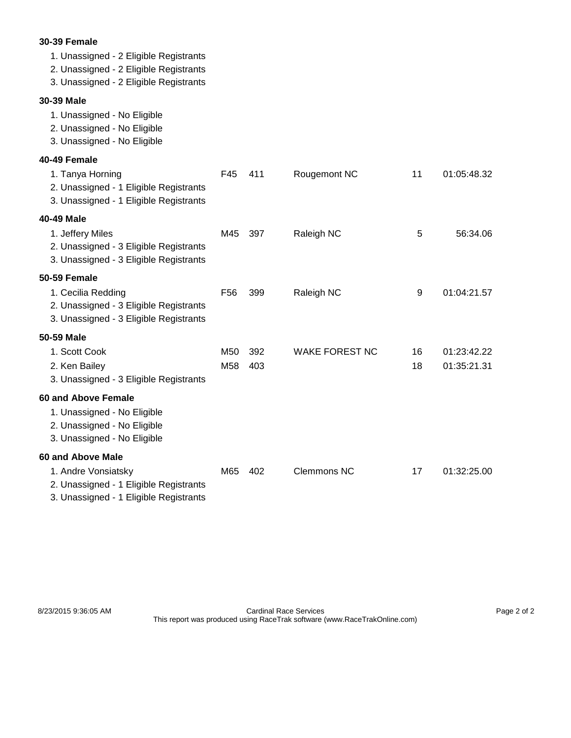**30-39 Female**

1. Unassigned - 2 Eligible Registrants
2. Unassigned - 2 Eligible Registrants
3. Unassigned - 2 Eligible Registrants

**30-39 Male**

1. Unassigned - No Eligible
2. Unassigned - No Eligible
3. Unassigned - No Eligible

**40-49 Female**

| | | | | | |
|---|---|---|---|---|---|
| 1. Tanya Horning | F45 | 411 | Rougemont NC | 11 | 01:05:48.32 |
| 2. Unassigned - 1 Eligible Registrants | | | | | |
| 3. Unassigned - 1 Eligible Registrants | | | | | |

**40-49 Male**

| | | | | | |
|---|---|---|---|---|---|
| 1. Jeffery Miles | M45 | 397 | Raleigh NC | 5 | 56:34.06 |
| 2. Unassigned - 3 Eligible Registrants | | | | | |
| 3. Unassigned - 3 Eligible Registrants | | | | | |

**50-59 Female**

| | | | | | |
|---|---|---|---|---|---|
| 1. Cecilia Redding | F56 | 399 | Raleigh NC | 9 | 01:04:21.57 |
| 2. Unassigned - 3 Eligible Registrants | | | | | |
| 3. Unassigned - 3 Eligible Registrants | | | | | |

**50-59 Male**

| | | | | | |
|---|---|---|---|---|---|
| 1. Scott Cook | M50 | 392 | WAKE FOREST NC | 16 | 01:23:42.22 |
| 2. Ken Bailey | M58 | 403 | | 18 | 01:35:21.31 |
| 3. Unassigned - 3 Eligible Registrants | | | | | |

**60 and Above Female**

1. Unassigned - No Eligible
2. Unassigned - No Eligible
3. Unassigned - No Eligible

**60 and Above Male**

| | | | | | |
|---|---|---|---|---|---|
| 1. Andre Vonsiatsky | M65 | 402 | Clemmons NC | 17 | 01:32:25.00 |
| 2. Unassigned - 1 Eligible Registrants | | | | | |
| 3. Unassigned - 1 Eligible Registrants | | | | | |

8/23/2015 9:36:05 AM — Cardinal Race Services
This report was produced using RaceTrak software (www.RaceTrakOnline.com)